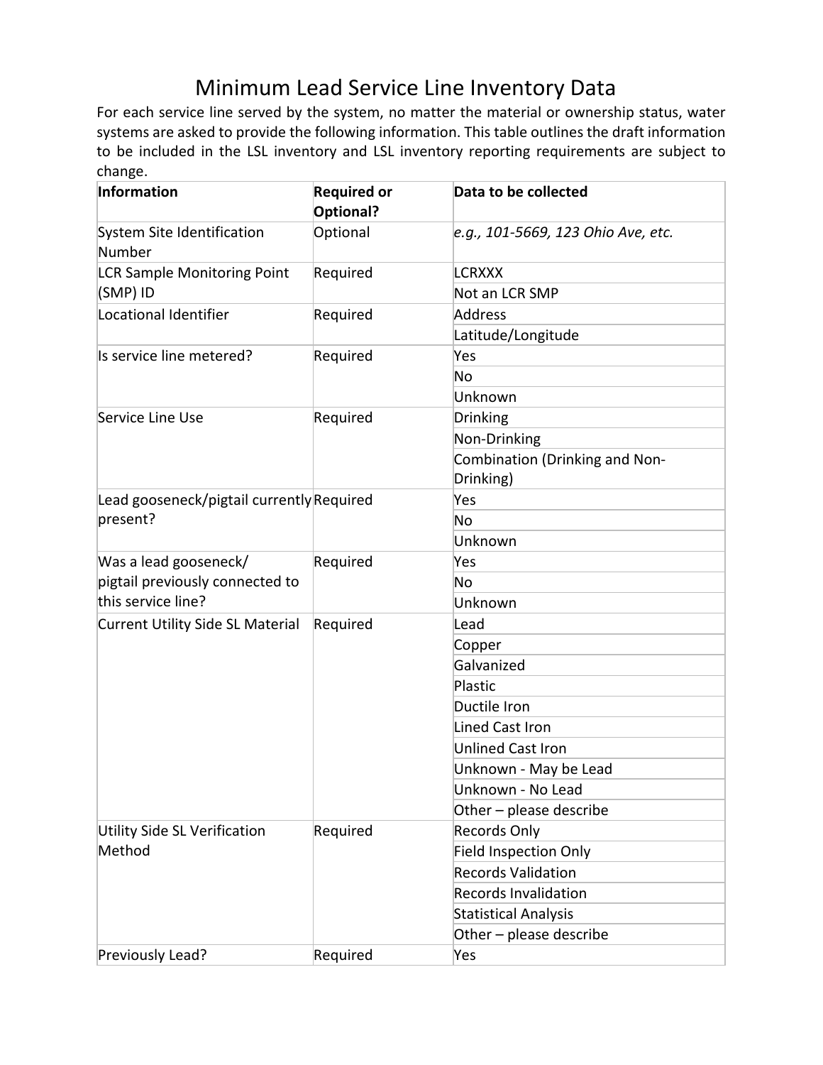# Minimum Lead Service Line Inventory Data

For each service line served by the system, no matter the material or ownership status, water systems are asked to provide the following information. This table outlines the draft information to be included in the LSL inventory and LSL inventory reporting requirements are subject to change.

| Information | Required or Optional? | Data to be collected |
|---|---|---|
| System Site Identification Number | Optional | *e.g., 101-5669, 123 Ohio Ave, etc.* |
| LCR Sample Monitoring Point (SMP) ID | Required | LCRXXX |
| | | Not an LCR SMP |
| Locational Identifier | Required | Address |
| | | Latitude/Longitude |
| Is service line metered? | Required | Yes |
| | | No |
| | | Unknown |
| Service Line Use | Required | Drinking |
| | | Non-Drinking |
| | | Combination (Drinking and Non-Drinking) |
| Lead gooseneck/pigtail currently present? | Required | Yes |
| | | No |
| | | Unknown |
| Was a lead gooseneck/ pigtail previously connected to this service line? | Required | Yes |
| | | No |
| | | Unknown |
| Current Utility Side SL Material | Required | Lead |
| | | Copper |
| | | Galvanized |
| | | Plastic |
| | | Ductile Iron |
| | | Lined Cast Iron |
| | | Unlined Cast Iron |
| | | Unknown - May be Lead |
| | | Unknown - No Lead |
| | | Other – please describe |
| Utility Side SL Verification Method | Required | Records Only |
| | | Field Inspection Only |
| | | Records Validation |
| | | Records Invalidation |
| | | Statistical Analysis |
| | | Other – please describe |
| Previously Lead? | Required | Yes |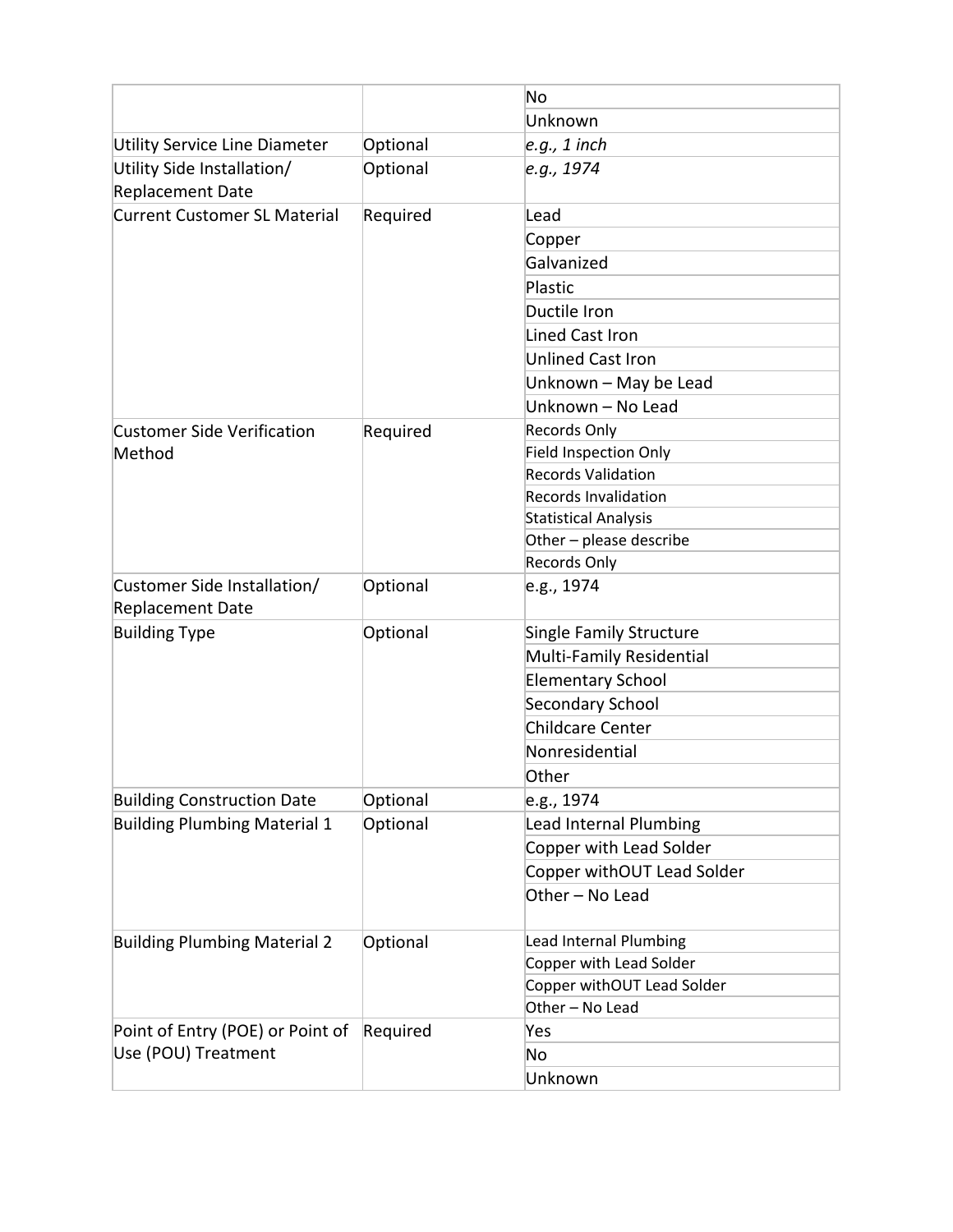| | | |
|---|---|---|
| | | No |
| | | Unknown |
| Utility Service Line Diameter | Optional | *e.g., 1 inch* |
| Utility Side Installation/ Replacement Date | Optional | *e.g., 1974* |
| Current Customer SL Material | Required | Lead |
| | | Copper |
| | | Galvanized |
| | | Plastic |
| | | Ductile Iron |
| | | Lined Cast Iron |
| | | Unlined Cast Iron |
| | | Unknown – May be Lead |
| | | Unknown – No Lead |
| Customer Side Verification Method | Required | Records Only |
| | | Field Inspection Only |
| | | Records Validation |
| | | Records Invalidation |
| | | Statistical Analysis |
| | | Other – please describe |
| | | Records Only |
| Customer Side Installation/ Replacement Date | Optional | e.g., 1974 |
| Building Type | Optional | Single Family Structure |
| | | Multi-Family Residential |
| | | Elementary School |
| | | Secondary School |
| | | Childcare Center |
| | | Nonresidential |
| | | Other |
| Building Construction Date | Optional | e.g., 1974 |
| Building Plumbing Material 1 | Optional | Lead Internal Plumbing |
| | | Copper with Lead Solder |
| | | Copper withOUT Lead Solder |
| | | Other – No Lead |
| Building Plumbing Material 2 | Optional | Lead Internal Plumbing |
| | | Copper with Lead Solder |
| | | Copper withOUT Lead Solder |
| | | Other – No Lead |
| Point of Entry (POE) or Point of Use (POU) Treatment | Required | Yes |
| | | No |
| | | Unknown |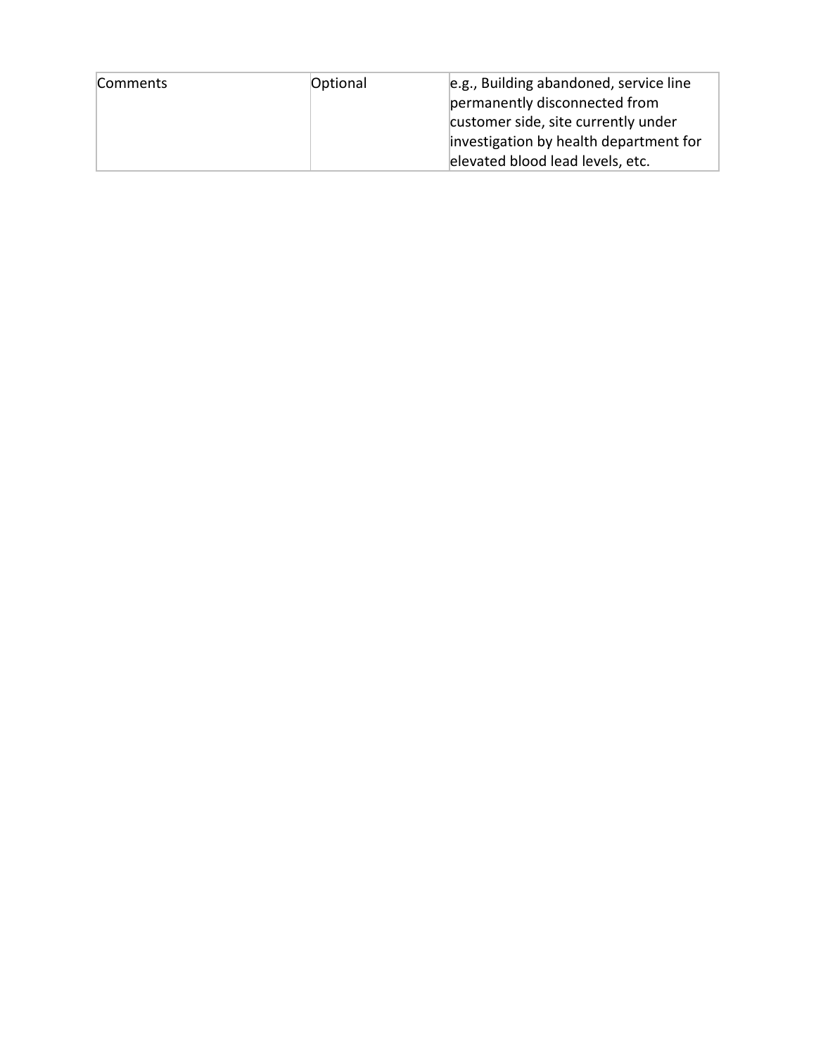| | | |
|---|---|---|
| Comments | Optional | e.g., Building abandoned, service line permanently disconnected from customer side, site currently under investigation by health department for elevated blood lead levels, etc. |